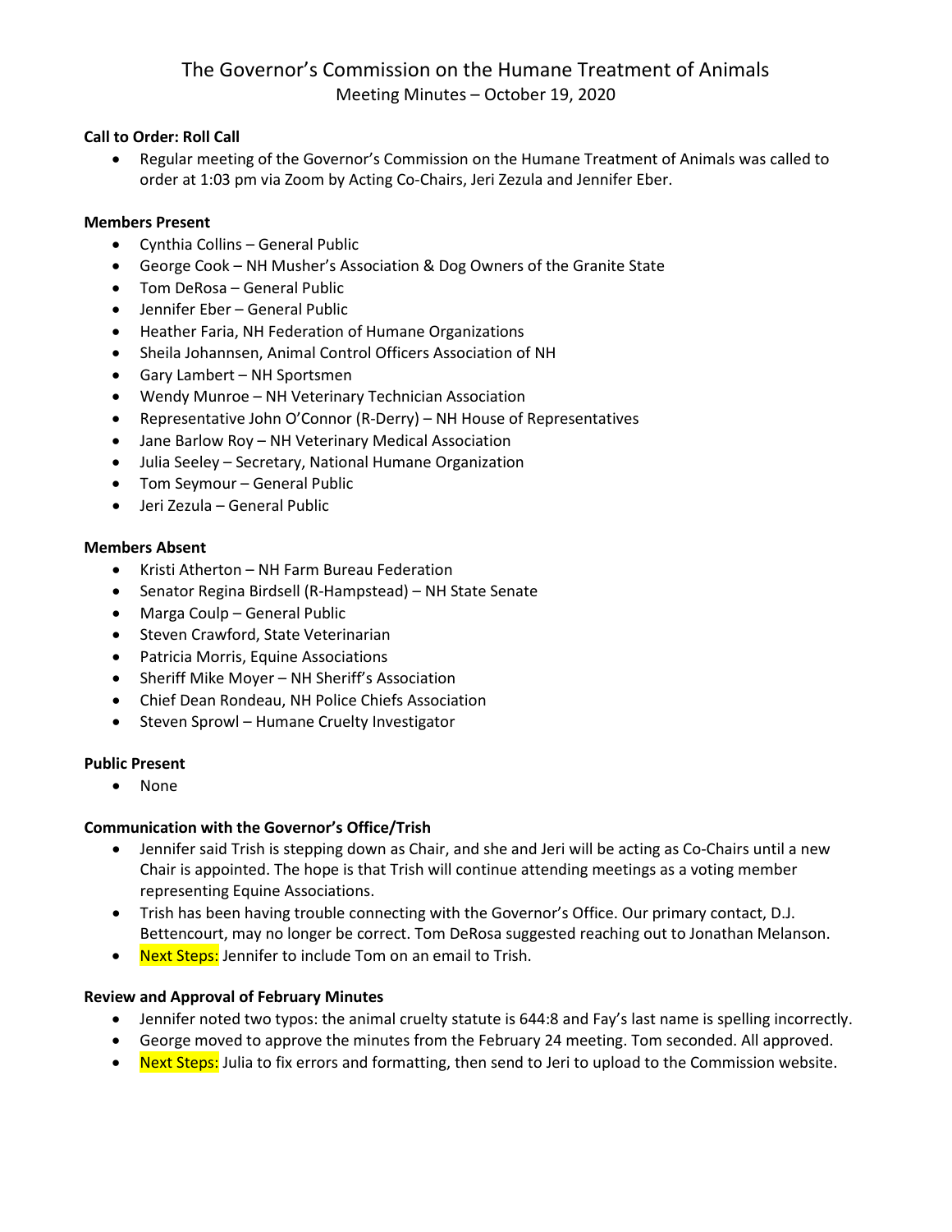# The Governor's Commission on the Humane Treatment of Animals

Meeting Minutes – October 19, 2020

**Call to Order: Roll Call**

- Regular meeting of the Governor's Commission on the Humane Treatment of Animals was called to order at 1:03 pm via Zoom by Acting Co-Chairs, Jeri Zezula and Jennifer Eber.

**Members Present**

- Cynthia Collins – General Public
- George Cook – NH Musher's Association & Dog Owners of the Granite State
- Tom DeRosa – General Public
- Jennifer Eber – General Public
- Heather Faria, NH Federation of Humane Organizations
- Sheila Johannsen, Animal Control Officers Association of NH
- Gary Lambert – NH Sportsmen
- Wendy Munroe – NH Veterinary Technician Association
- Representative John O'Connor (R-Derry) – NH House of Representatives
- Jane Barlow Roy – NH Veterinary Medical Association
- Julia Seeley – Secretary, National Humane Organization
- Tom Seymour – General Public
- Jeri Zezula – General Public

**Members Absent**

- Kristi Atherton – NH Farm Bureau Federation
- Senator Regina Birdsell (R-Hampstead) – NH State Senate
- Marga Coulp – General Public
- Steven Crawford, State Veterinarian
- Patricia Morris, Equine Associations
- Sheriff Mike Moyer – NH Sheriff's Association
- Chief Dean Rondeau, NH Police Chiefs Association
- Steven Sprowl – Humane Cruelty Investigator

**Public Present**

- None

**Communication with the Governor's Office/Trish**

- Jennifer said Trish is stepping down as Chair, and she and Jeri will be acting as Co-Chairs until a new Chair is appointed. The hope is that Trish will continue attending meetings as a voting member representing Equine Associations.
- Trish has been having trouble connecting with the Governor's Office. Our primary contact, D.J. Bettencourt, may no longer be correct. Tom DeRosa suggested reaching out to Jonathan Melanson.
- Next Steps: Jennifer to include Tom on an email to Trish.

**Review and Approval of February Minutes**

- Jennifer noted two typos: the animal cruelty statute is 644:8 and Fay's last name is spelling incorrectly.
- George moved to approve the minutes from the February 24 meeting. Tom seconded. All approved.
- Next Steps: Julia to fix errors and formatting, then send to Jeri to upload to the Commission website.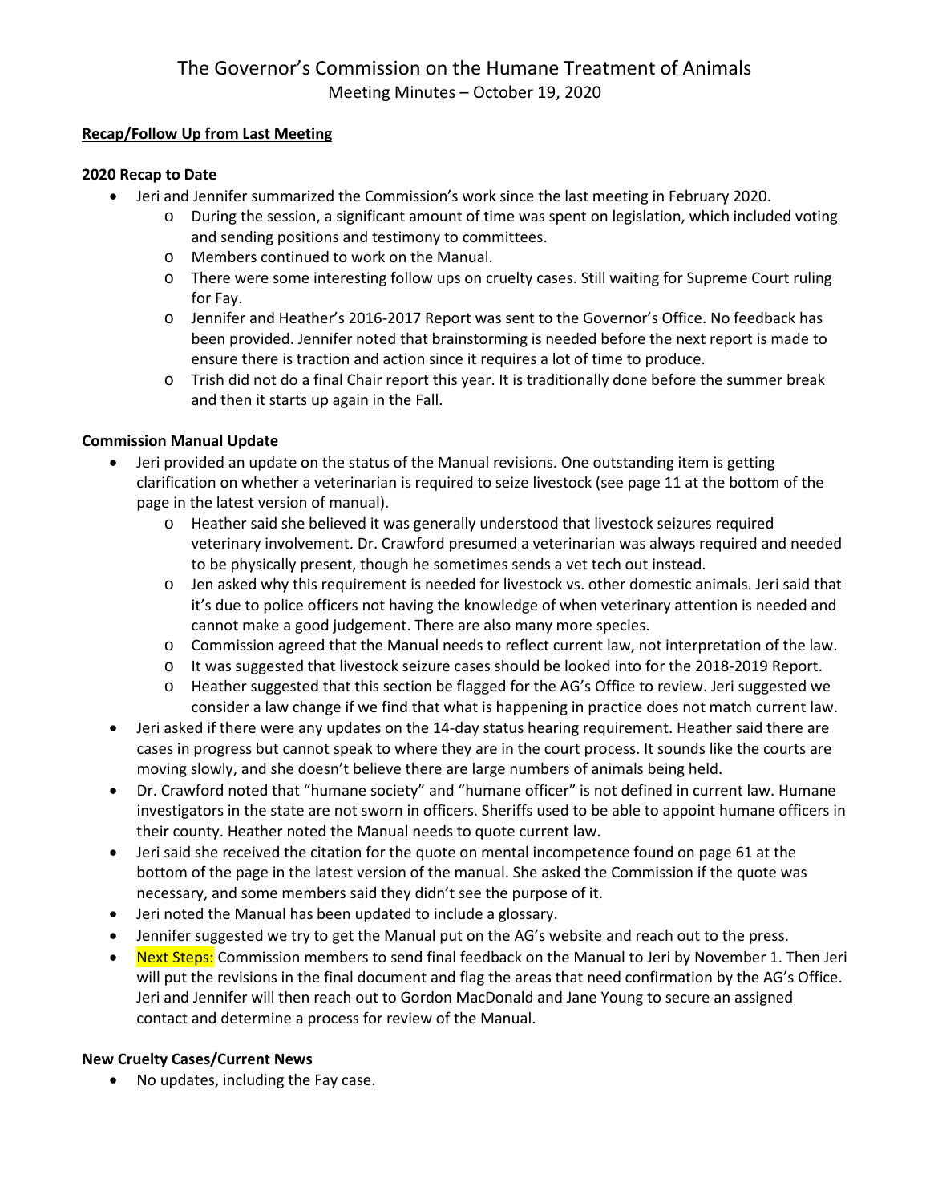# The Governor's Commission on the Humane Treatment of Animals

Meeting Minutes – October 19, 2020

**Recap/Follow Up from Last Meeting**

**2020 Recap to Date**

- Jeri and Jennifer summarized the Commission's work since the last meeting in February 2020.
  - During the session, a significant amount of time was spent on legislation, which included voting and sending positions and testimony to committees.
  - Members continued to work on the Manual.
  - There were some interesting follow ups on cruelty cases. Still waiting for Supreme Court ruling for Fay.
  - Jennifer and Heather's 2016-2017 Report was sent to the Governor's Office. No feedback has been provided. Jennifer noted that brainstorming is needed before the next report is made to ensure there is traction and action since it requires a lot of time to produce.
  - Trish did not do a final Chair report this year. It is traditionally done before the summer break and then it starts up again in the Fall.

**Commission Manual Update**

- Jeri provided an update on the status of the Manual revisions. One outstanding item is getting clarification on whether a veterinarian is required to seize livestock (see page 11 at the bottom of the page in the latest version of manual).
  - Heather said she believed it was generally understood that livestock seizures required veterinary involvement. Dr. Crawford presumed a veterinarian was always required and needed to be physically present, though he sometimes sends a vet tech out instead.
  - Jen asked why this requirement is needed for livestock vs. other domestic animals. Jeri said that it's due to police officers not having the knowledge of when veterinary attention is needed and cannot make a good judgement. There are also many more species.
  - Commission agreed that the Manual needs to reflect current law, not interpretation of the law.
  - It was suggested that livestock seizure cases should be looked into for the 2018-2019 Report.
  - Heather suggested that this section be flagged for the AG's Office to review. Jeri suggested we consider a law change if we find that what is happening in practice does not match current law.
- Jeri asked if there were any updates on the 14-day status hearing requirement. Heather said there are cases in progress but cannot speak to where they are in the court process. It sounds like the courts are moving slowly, and she doesn't believe there are large numbers of animals being held.
- Dr. Crawford noted that "humane society" and "humane officer" is not defined in current law. Humane investigators in the state are not sworn in officers. Sheriffs used to be able to appoint humane officers in their county. Heather noted the Manual needs to quote current law.
- Jeri said she received the citation for the quote on mental incompetence found on page 61 at the bottom of the page in the latest version of the manual. She asked the Commission if the quote was necessary, and some members said they didn't see the purpose of it.
- Jeri noted the Manual has been updated to include a glossary.
- Jennifer suggested we try to get the Manual put on the AG's website and reach out to the press.
- Next Steps: Commission members to send final feedback on the Manual to Jeri by November 1. Then Jeri will put the revisions in the final document and flag the areas that need confirmation by the AG's Office. Jeri and Jennifer will then reach out to Gordon MacDonald and Jane Young to secure an assigned contact and determine a process for review of the Manual.

**New Cruelty Cases/Current News**

- No updates, including the Fay case.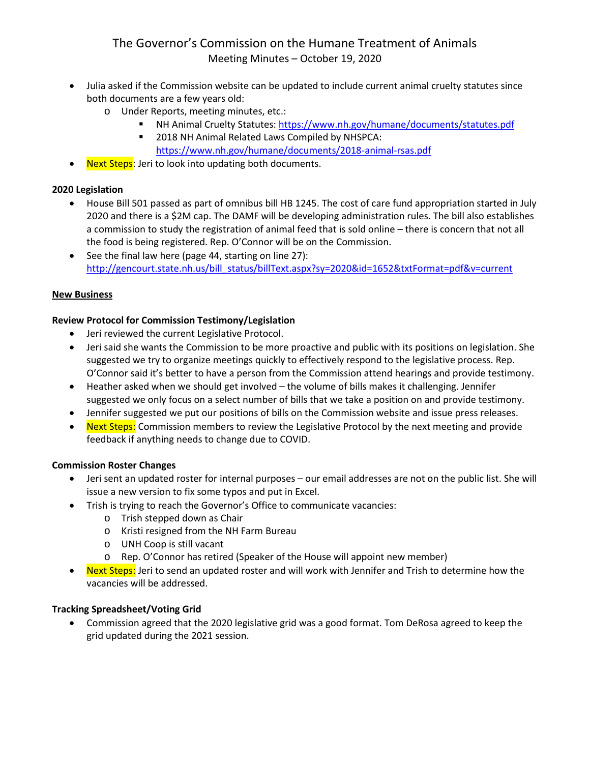- Julia asked if the Commission website can be updated to include current animal cruelty statutes since both documents are a few years old:
  - Under Reports, meeting minutes, etc.:
    - NH Animal Cruelty Statutes: https://www.nh.gov/humane/documents/statutes.pdf
    - 2018 NH Animal Related Laws Compiled by NHSPCA: https://www.nh.gov/humane/documents/2018-animal-rsas.pdf
- Next Steps: Jeri to look into updating both documents.

**2020 Legislation**

- House Bill 501 passed as part of omnibus bill HB 1245. The cost of care fund appropriation started in July 2020 and there is a $2M cap. The DAMF will be developing administration rules. The bill also establishes a commission to study the registration of animal feed that is sold online – there is concern that not all the food is being registered. Rep. O'Connor will be on the Commission.
- See the final law here (page 44, starting on line 27): http://gencourt.state.nh.us/bill_status/billText.aspx?sy=2020&id=1652&txtFormat=pdf&v=current

**New Business**

**Review Protocol for Commission Testimony/Legislation**

- Jeri reviewed the current Legislative Protocol.
- Jeri said she wants the Commission to be more proactive and public with its positions on legislation. She suggested we try to organize meetings quickly to effectively respond to the legislative process. Rep. O'Connor said it's better to have a person from the Commission attend hearings and provide testimony.
- Heather asked when we should get involved – the volume of bills makes it challenging. Jennifer suggested we only focus on a select number of bills that we take a position on and provide testimony.
- Jennifer suggested we put our positions of bills on the Commission website and issue press releases.
- Next Steps: Commission members to review the Legislative Protocol by the next meeting and provide feedback if anything needs to change due to COVID.

**Commission Roster Changes**

- Jeri sent an updated roster for internal purposes – our email addresses are not on the public list. She will issue a new version to fix some typos and put in Excel.
- Trish is trying to reach the Governor's Office to communicate vacancies:
  - Trish stepped down as Chair
  - Kristi resigned from the NH Farm Bureau
  - UNH Coop is still vacant
  - Rep. O'Connor has retired (Speaker of the House will appoint new member)
- Next Steps: Jeri to send an updated roster and will work with Jennifer and Trish to determine how the vacancies will be addressed.

**Tracking Spreadsheet/Voting Grid**

- Commission agreed that the 2020 legislative grid was a good format. Tom DeRosa agreed to keep the grid updated during the 2021 session.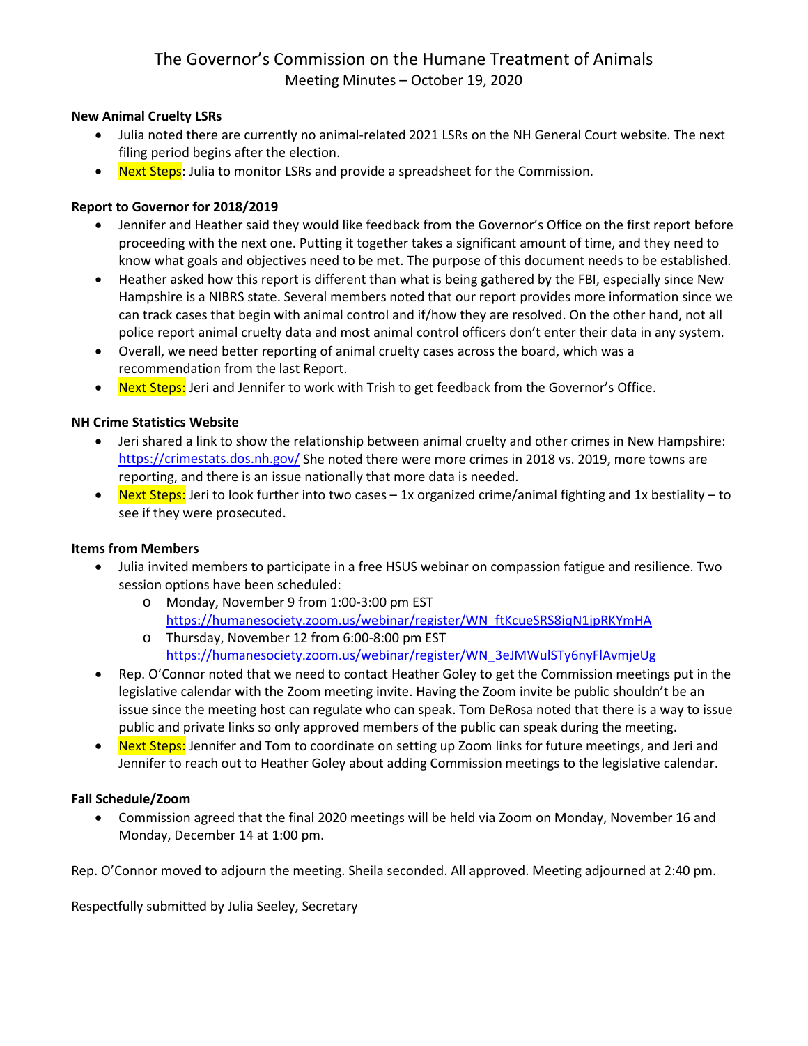# The Governor's Commission on the Humane Treatment of Animals

Meeting Minutes – October 19, 2020

**New Animal Cruelty LSRs**

- Julia noted there are currently no animal-related 2021 LSRs on the NH General Court website. The next filing period begins after the election.
- Next Steps: Julia to monitor LSRs and provide a spreadsheet for the Commission.

**Report to Governor for 2018/2019**

- Jennifer and Heather said they would like feedback from the Governor's Office on the first report before proceeding with the next one. Putting it together takes a significant amount of time, and they need to know what goals and objectives need to be met. The purpose of this document needs to be established.
- Heather asked how this report is different than what is being gathered by the FBI, especially since New Hampshire is a NIBRS state. Several members noted that our report provides more information since we can track cases that begin with animal control and if/how they are resolved. On the other hand, not all police report animal cruelty data and most animal control officers don't enter their data in any system.
- Overall, we need better reporting of animal cruelty cases across the board, which was a recommendation from the last Report.
- Next Steps: Jeri and Jennifer to work with Trish to get feedback from the Governor's Office.

**NH Crime Statistics Website**

- Jeri shared a link to show the relationship between animal cruelty and other crimes in New Hampshire: https://crimestats.dos.nh.gov/ She noted there were more crimes in 2018 vs. 2019, more towns are reporting, and there is an issue nationally that more data is needed.
- Next Steps: Jeri to look further into two cases – 1x organized crime/animal fighting and 1x bestiality – to see if they were prosecuted.

**Items from Members**

- Julia invited members to participate in a free HSUS webinar on compassion fatigue and resilience. Two session options have been scheduled:
  - Monday, November 9 from 1:00-3:00 pm EST https://humanesociety.zoom.us/webinar/register/WN_ftKcueSRS8iqN1jpRKYmHA
  - Thursday, November 12 from 6:00-8:00 pm EST https://humanesociety.zoom.us/webinar/register/WN_3eJMWulSTy6nyFlAvmjeUg
- Rep. O'Connor noted that we need to contact Heather Goley to get the Commission meetings put in the legislative calendar with the Zoom meeting invite. Having the Zoom invite be public shouldn't be an issue since the meeting host can regulate who can speak. Tom DeRosa noted that there is a way to issue public and private links so only approved members of the public can speak during the meeting.
- Next Steps: Jennifer and Tom to coordinate on setting up Zoom links for future meetings, and Jeri and Jennifer to reach out to Heather Goley about adding Commission meetings to the legislative calendar.

**Fall Schedule/Zoom**

- Commission agreed that the final 2020 meetings will be held via Zoom on Monday, November 16 and Monday, December 14 at 1:00 pm.

Rep. O'Connor moved to adjourn the meeting. Sheila seconded. All approved. Meeting adjourned at 2:40 pm.

Respectfully submitted by Julia Seeley, Secretary